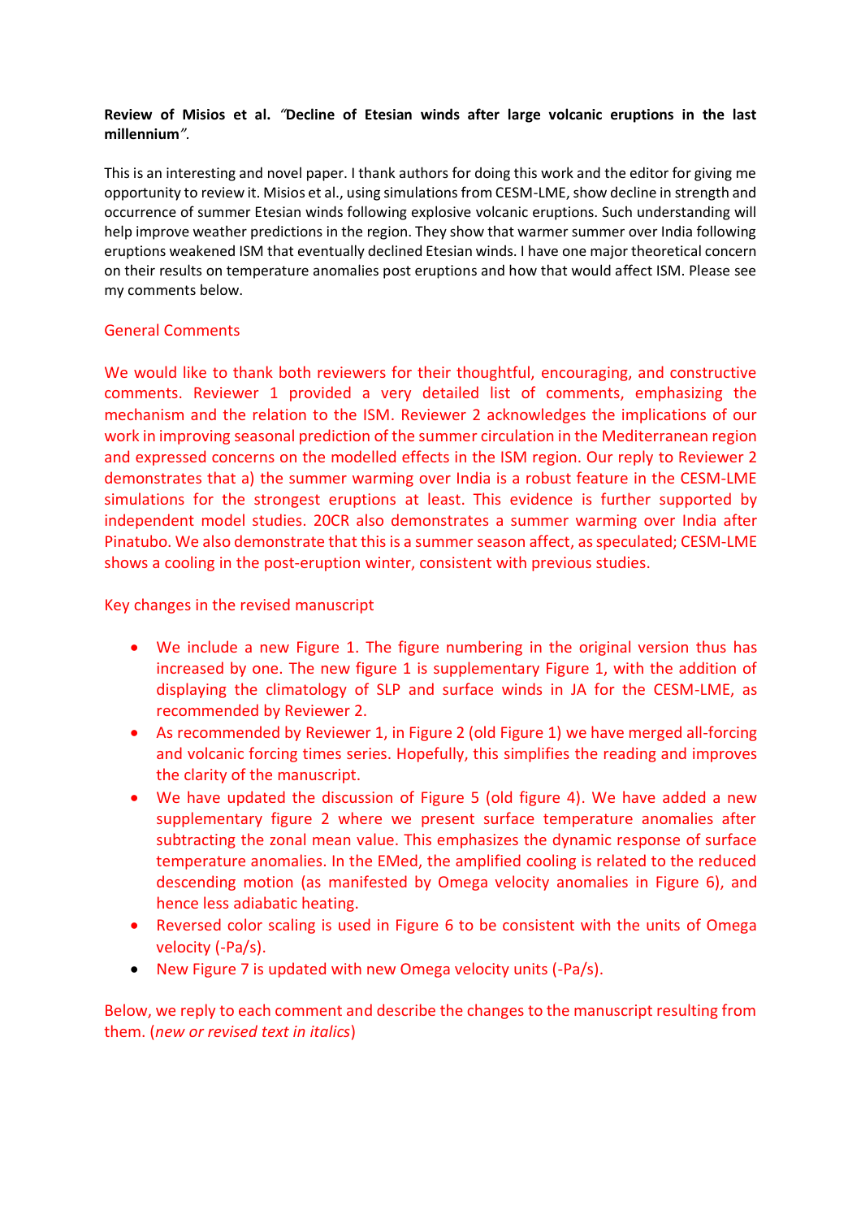**Review of Misios et al. *"Decline of Etesian winds after large volcanic eruptions in the last millennium"*.**

This is an interesting and novel paper. I thank authors for doing this work and the editor for giving me opportunity to review it. Misios et al., using simulations from CESM-LME, show decline in strength and occurrence of summer Etesian winds following explosive volcanic eruptions. Such understanding will help improve weather predictions in the region. They show that warmer summer over India following eruptions weakened ISM that eventually declined Etesian winds. I have one major theoretical concern on their results on temperature anomalies post eruptions and how that would affect ISM. Please see my comments below.

## General Comments

We would like to thank both reviewers for their thoughtful, encouraging, and constructive comments. Reviewer 1 provided a very detailed list of comments, emphasizing the mechanism and the relation to the ISM. Reviewer 2 acknowledges the implications of our work in improving seasonal prediction of the summer circulation in the Mediterranean region and expressed concerns on the modelled effects in the ISM region. Our reply to Reviewer 2 demonstrates that a) the summer warming over India is a robust feature in the CESM-LME simulations for the strongest eruptions at least. This evidence is further supported by independent model studies. 20CR also demonstrates a summer warming over India after Pinatubo. We also demonstrate that this is a summer season affect, as speculated; CESM-LME shows a cooling in the post-eruption winter, consistent with previous studies.

## Key changes in the revised manuscript

- We include a new Figure 1. The figure numbering in the original version thus has increased by one. The new figure 1 is supplementary Figure 1, with the addition of displaying the climatology of SLP and surface winds in JA for the CESM-LME, as recommended by Reviewer 2.
- As recommended by Reviewer 1, in Figure 2 (old Figure 1) we have merged all-forcing and volcanic forcing times series. Hopefully, this simplifies the reading and improves the clarity of the manuscript.
- We have updated the discussion of Figure 5 (old figure 4). We have added a new supplementary figure 2 where we present surface temperature anomalies after subtracting the zonal mean value. This emphasizes the dynamic response of surface temperature anomalies. In the EMed, the amplified cooling is related to the reduced descending motion (as manifested by Omega velocity anomalies in Figure 6), and hence less adiabatic heating.
- Reversed color scaling is used in Figure 6 to be consistent with the units of Omega velocity (-Pa/s).
- New Figure 7 is updated with new Omega velocity units (-Pa/s).

Below, we reply to each comment and describe the changes to the manuscript resulting from them. (*new or revised text in italics*)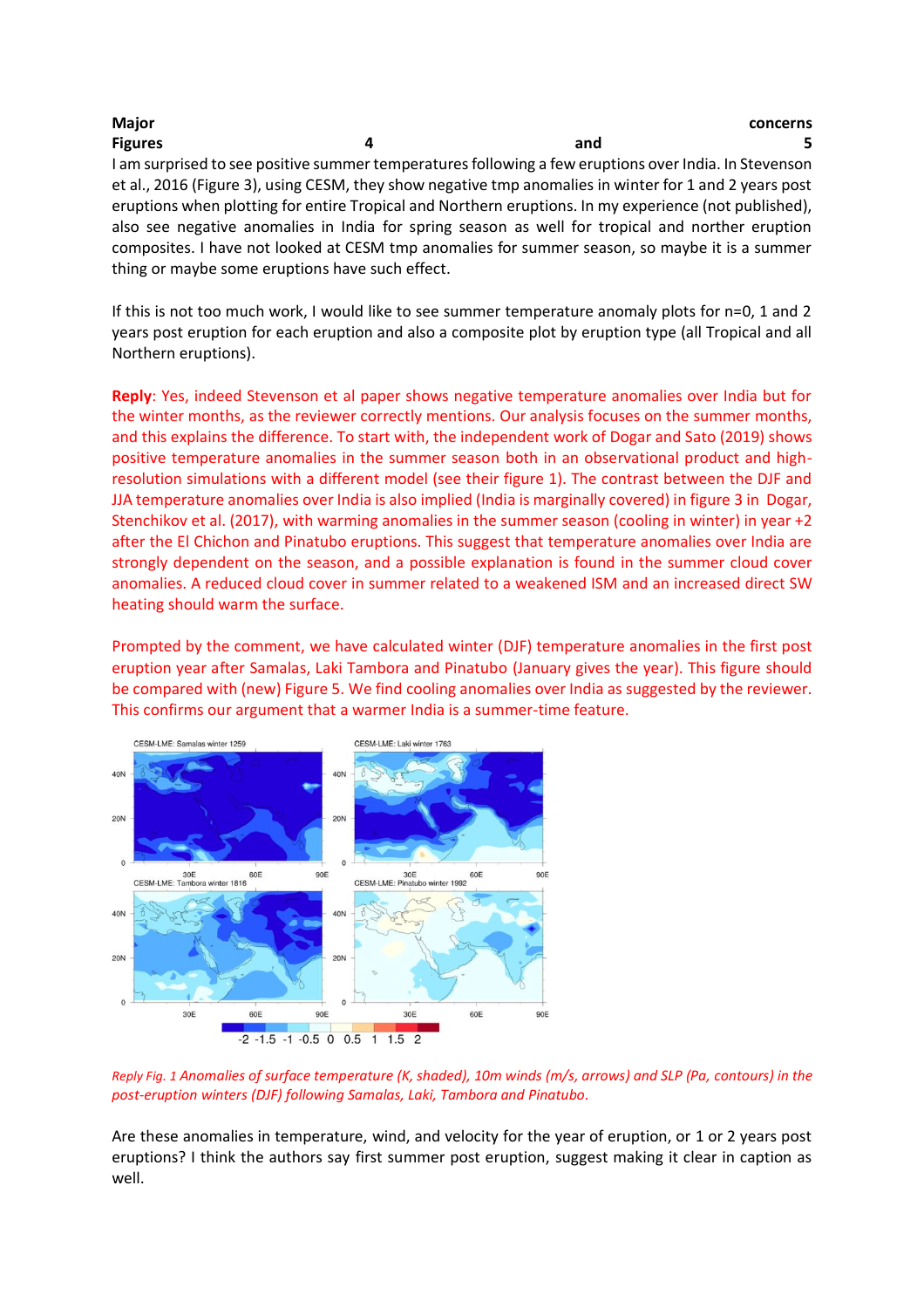**Major concerns**

**Figures 4 and 5**

I am surprised to see positive summer temperatures following a few eruptions over India. In Stevenson et al., 2016 (Figure 3), using CESM, they show negative tmp anomalies in winter for 1 and 2 years post eruptions when plotting for entire Tropical and Northern eruptions. In my experience (not published), also see negative anomalies in India for spring season as well for tropical and norther eruption composites. I have not looked at CESM tmp anomalies for summer season, so maybe it is a summer thing or maybe some eruptions have such effect.

If this is not too much work, I would like to see summer temperature anomaly plots for n=0, 1 and 2 years post eruption for each eruption and also a composite plot by eruption type (all Tropical and all Northern eruptions).

**Reply**: Yes, indeed Stevenson et al paper shows negative temperature anomalies over India but for the winter months, as the reviewer correctly mentions. Our analysis focuses on the summer months, and this explains the difference. To start with, the independent work of Dogar and Sato (2019) shows positive temperature anomalies in the summer season both in an observational product and high-resolution simulations with a different model (see their figure 1). The contrast between the DJF and JJA temperature anomalies over India is also implied (India is marginally covered) in figure 3 in Dogar, Stenchikov et al. (2017), with warming anomalies in the summer season (cooling in winter) in year +2 after the El Chichon and Pinatubo eruptions. This suggest that temperature anomalies over India are strongly dependent on the season, and a possible explanation is found in the summer cloud cover anomalies. A reduced cloud cover in summer related to a weakened ISM and an increased direct SW heating should warm the surface.

Prompted by the comment, we have calculated winter (DJF) temperature anomalies in the first post eruption year after Samalas, Laki Tambora and Pinatubo (January gives the year). This figure should be compared with (new) Figure 5. We find cooling anomalies over India as suggested by the reviewer. This confirms our argument that a warmer India is a summer-time feature.

*Reply Fig. 1 Anomalies of surface temperature (K, shaded), 10m winds (m/s, arrows) and SLP (Pa, contours) in the post-eruption winters (DJF) following Samalas, Laki, Tambora and Pinatubo.*

Are these anomalies in temperature, wind, and velocity for the year of eruption, or 1 or 2 years post eruptions? I think the authors say first summer post eruption, suggest making it clear in caption as well.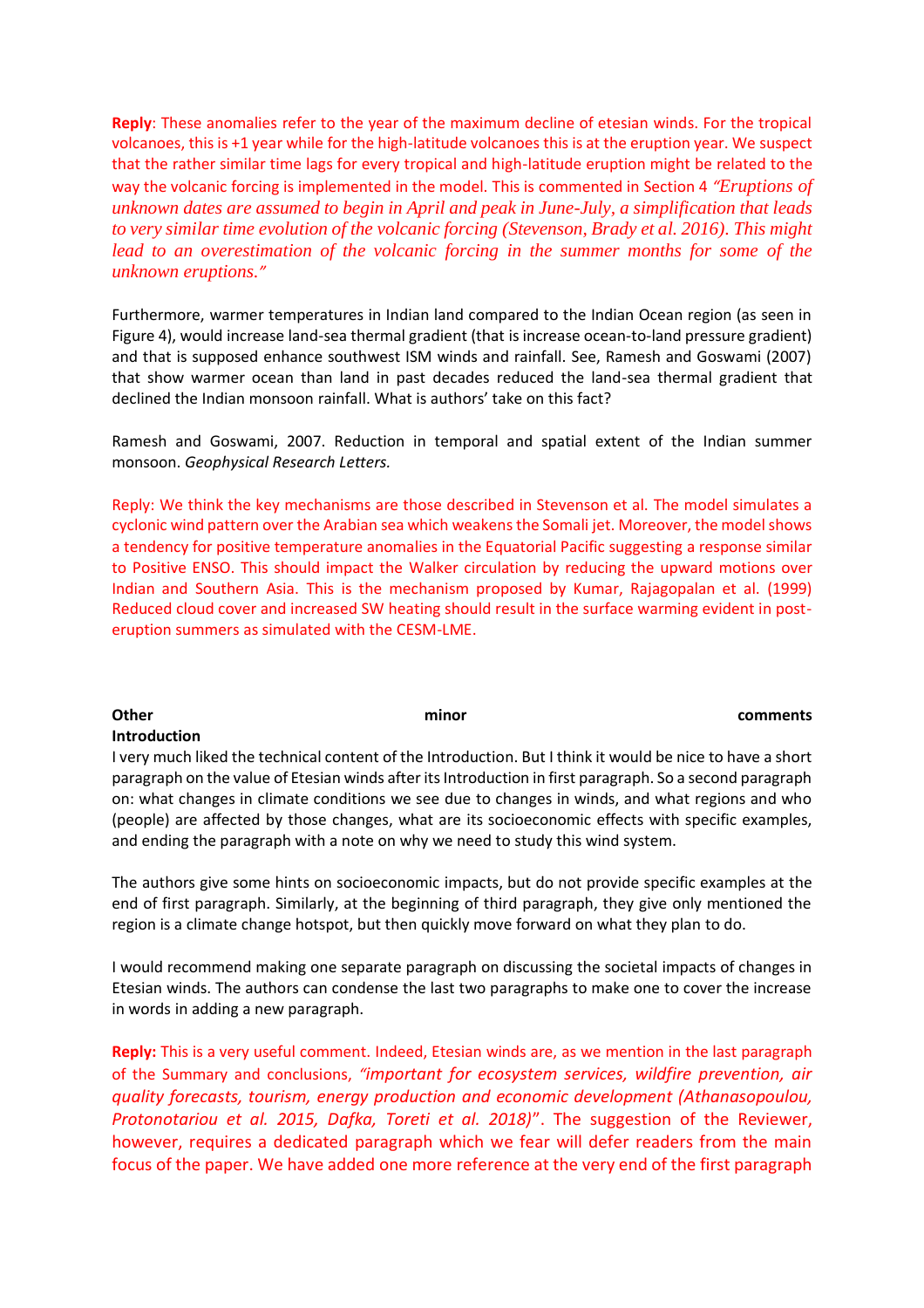**Reply**: These anomalies refer to the year of the maximum decline of etesian winds. For the tropical volcanoes, this is +1 year while for the high-latitude volcanoes this is at the eruption year. We suspect that the rather similar time lags for every tropical and high-latitude eruption might be related to the way the volcanic forcing is implemented in the model. This is commented in Section 4 *"Eruptions of unknown dates are assumed to begin in April and peak in June-July, a simplification that leads to very similar time evolution of the volcanic forcing (Stevenson, Brady et al. 2016). This might lead to an overestimation of the volcanic forcing in the summer months for some of the unknown eruptions."*

Furthermore, warmer temperatures in Indian land compared to the Indian Ocean region (as seen in Figure 4), would increase land-sea thermal gradient (that is increase ocean-to-land pressure gradient) and that is supposed enhance southwest ISM winds and rainfall. See, Ramesh and Goswami (2007) that show warmer ocean than land in past decades reduced the land-sea thermal gradient that declined the Indian monsoon rainfall. What is authors' take on this fact?

Ramesh and Goswami, 2007. Reduction in temporal and spatial extent of the Indian summer monsoon. *Geophysical Research Letters.*

Reply: We think the key mechanisms are those described in Stevenson et al. The model simulates a cyclonic wind pattern over the Arabian sea which weakens the Somali jet. Moreover, the model shows a tendency for positive temperature anomalies in the Equatorial Pacific suggesting a response similar to Positive ENSO. This should impact the Walker circulation by reducing the upward motions over Indian and Southern Asia. This is the mechanism proposed by Kumar, Rajagopalan et al. (1999) Reduced cloud cover and increased SW heating should result in the surface warming evident in post-eruption summers as simulated with the CESM-LME.

**Other minor comments**

**Introduction**

I very much liked the technical content of the Introduction. But I think it would be nice to have a short paragraph on the value of Etesian winds after its Introduction in first paragraph. So a second paragraph on: what changes in climate conditions we see due to changes in winds, and what regions and who (people) are affected by those changes, what are its socioeconomic effects with specific examples, and ending the paragraph with a note on why we need to study this wind system.

The authors give some hints on socioeconomic impacts, but do not provide specific examples at the end of first paragraph. Similarly, at the beginning of third paragraph, they give only mentioned the region is a climate change hotspot, but then quickly move forward on what they plan to do.

I would recommend making one separate paragraph on discussing the societal impacts of changes in Etesian winds. The authors can condense the last two paragraphs to make one to cover the increase in words in adding a new paragraph.

**Reply:** This is a very useful comment. Indeed, Etesian winds are, as we mention in the last paragraph of the Summary and conclusions, *"important for ecosystem services, wildfire prevention, air quality forecasts, tourism, energy production and economic development (Athanasopoulou, Protonotariou et al. 2015, Dafka, Toreti et al. 2018)"*. The suggestion of the Reviewer, however, requires a dedicated paragraph which we fear will defer readers from the main focus of the paper. We have added one more reference at the very end of the first paragraph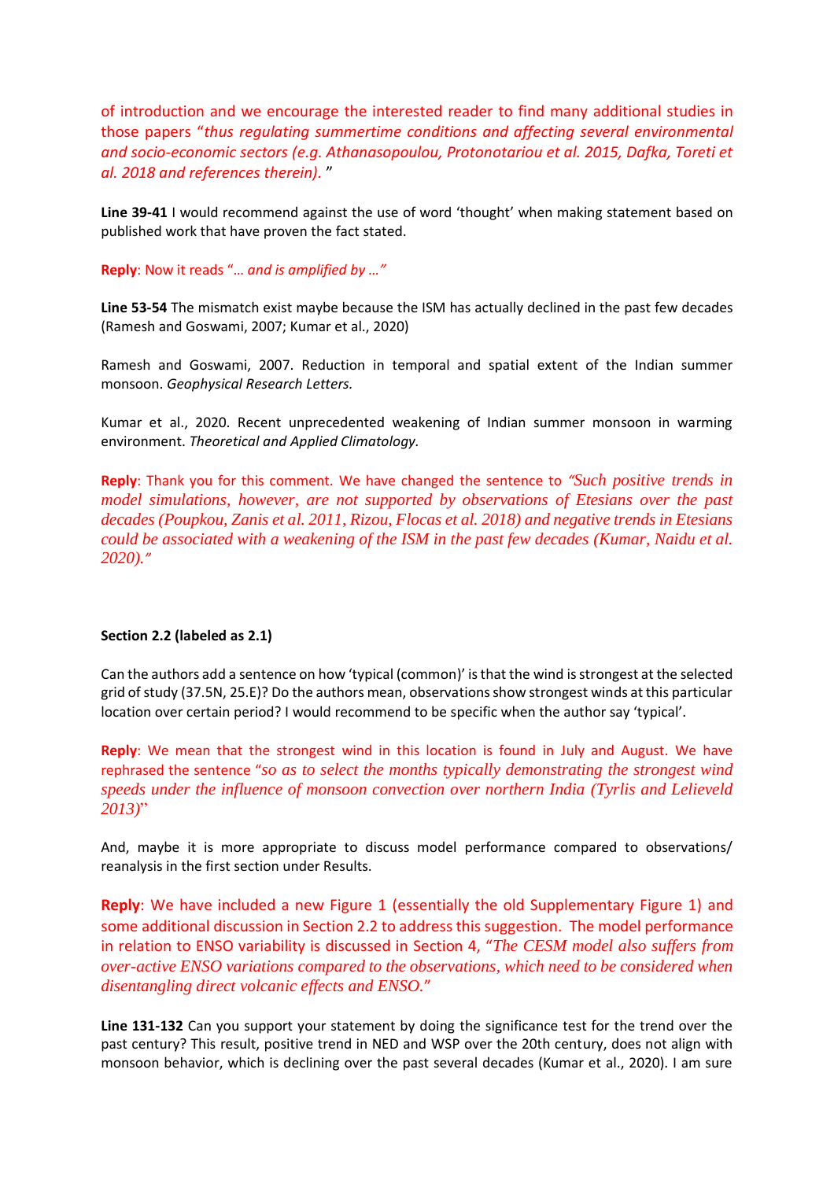of introduction and we encourage the interested reader to find many additional studies in those papers "*thus regulating summertime conditions and affecting several environmental and socio-economic sectors (e.g. Athanasopoulou, Protonotariou et al. 2015, Dafka, Toreti et al. 2018 and references therein).* "

**Line 39-41** I would recommend against the use of word 'thought' when making statement based on published work that have proven the fact stated.

**Reply**: Now it reads "*... and is amplified by ...*"

**Line 53-54** The mismatch exist maybe because the ISM has actually declined in the past few decades (Ramesh and Goswami, 2007; Kumar et al., 2020)

Ramesh and Goswami, 2007. Reduction in temporal and spatial extent of the Indian summer monsoon. *Geophysical Research Letters.*

Kumar et al., 2020. Recent unprecedented weakening of Indian summer monsoon in warming environment. *Theoretical and Applied Climatology.*

**Reply**: Thank you for this comment. We have changed the sentence to *"Such positive trends in model simulations, however, are not supported by observations of Etesians over the past decades (Poupkou, Zanis et al. 2011, Rizou, Flocas et al. 2018) and negative trends in Etesians could be associated with a weakening of the ISM in the past few decades (Kumar, Naidu et al. 2020)."*

**Section 2.2 (labeled as 2.1)**

Can the authors add a sentence on how 'typical (common)' is that the wind is strongest at the selected grid of study (37.5N, 25.E)? Do the authors mean, observations show strongest winds at this particular location over certain period? I would recommend to be specific when the author say 'typical'.

**Reply**: We mean that the strongest wind in this location is found in July and August. We have rephrased the sentence "*so as to select the months typically demonstrating the strongest wind speeds under the influence of monsoon convection over northern India (Tyrlis and Lelieveld 2013)*"

And, maybe it is more appropriate to discuss model performance compared to observations/ reanalysis in the first section under Results.

**Reply**: We have included a new Figure 1 (essentially the old Supplementary Figure 1) and some additional discussion in Section 2.2 to address this suggestion. The model performance in relation to ENSO variability is discussed in Section 4, "*The CESM model also suffers from over-active ENSO variations compared to the observations, which need to be considered when disentangling direct volcanic effects and ENSO.*"

**Line 131-132** Can you support your statement by doing the significance test for the trend over the past century? This result, positive trend in NED and WSP over the 20th century, does not align with monsoon behavior, which is declining over the past several decades (Kumar et al., 2020). I am sure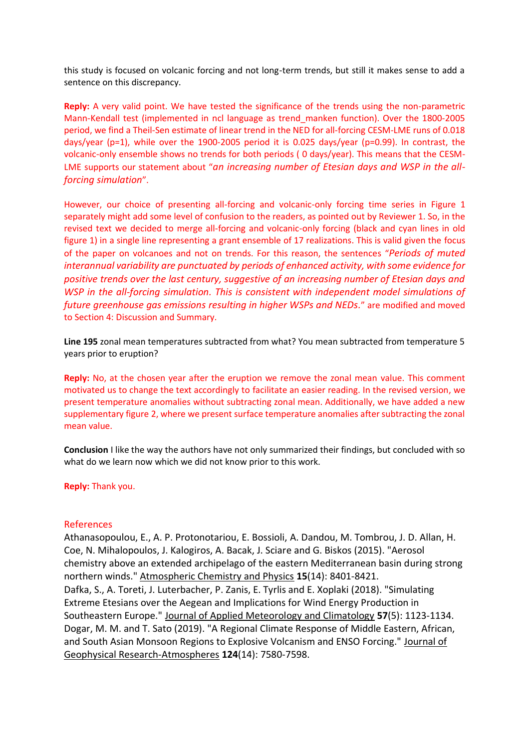this study is focused on volcanic forcing and not long-term trends, but still it makes sense to add a sentence on this discrepancy.

**Reply:** A very valid point. We have tested the significance of the trends using the non-parametric Mann-Kendall test (implemented in ncl language as trend_manken function). Over the 1800-2005 period, we find a Theil-Sen estimate of linear trend in the NED for all-forcing CESM-LME runs of 0.018 days/year (p=1), while over the 1900-2005 period it is 0.025 days/year (p=0.99). In contrast, the volcanic-only ensemble shows no trends for both periods ( 0 days/year). This means that the CESM-LME supports our statement about "*an increasing number of Etesian days and WSP in the all-forcing simulation*".

However, our choice of presenting all-forcing and volcanic-only forcing time series in Figure 1 separately might add some level of confusion to the readers, as pointed out by Reviewer 1. So, in the revised text we decided to merge all-forcing and volcanic-only forcing (black and cyan lines in old figure 1) in a single line representing a grant ensemble of 17 realizations. This is valid given the focus of the paper on volcanoes and not on trends. For this reason, the sentences "*Periods of muted interannual variability are punctuated by periods of enhanced activity, with some evidence for positive trends over the last century, suggestive of an increasing number of Etesian days and WSP in the all-forcing simulation. This is consistent with independent model simulations of future greenhouse gas emissions resulting in higher WSPs and NEDs.*" are modified and moved to Section 4: Discussion and Summary.

**Line 195** zonal mean temperatures subtracted from what? You mean subtracted from temperature 5 years prior to eruption?

**Reply:** No, at the chosen year after the eruption we remove the zonal mean value. This comment motivated us to change the text accordingly to facilitate an easier reading. In the revised version, we present temperature anomalies without subtracting zonal mean. Additionally, we have added a new supplementary figure 2, where we present surface temperature anomalies after subtracting the zonal mean value.

**Conclusion** I like the way the authors have not only summarized their findings, but concluded with so what do we learn now which we did not know prior to this work.

**Reply:** Thank you.

## References

Athanasopoulou, E., A. P. Protonotariou, E. Bossioli, A. Dandou, M. Tombrou, J. D. Allan, H. Coe, N. Mihalopoulos, J. Kalogiros, A. Bacak, J. Sciare and G. Biskos (2015). "Aerosol chemistry above an extended archipelago of the eastern Mediterranean basin during strong northern winds." Atmospheric Chemistry and Physics **15**(14): 8401-8421.

Dafka, S., A. Toreti, J. Luterbacher, P. Zanis, E. Tyrlis and E. Xoplaki (2018). "Simulating Extreme Etesians over the Aegean and Implications for Wind Energy Production in Southeastern Europe." Journal of Applied Meteorology and Climatology **57**(5): 1123-1134.

Dogar, M. M. and T. Sato (2019). "A Regional Climate Response of Middle Eastern, African, and South Asian Monsoon Regions to Explosive Volcanism and ENSO Forcing." Journal of Geophysical Research-Atmospheres **124**(14): 7580-7598.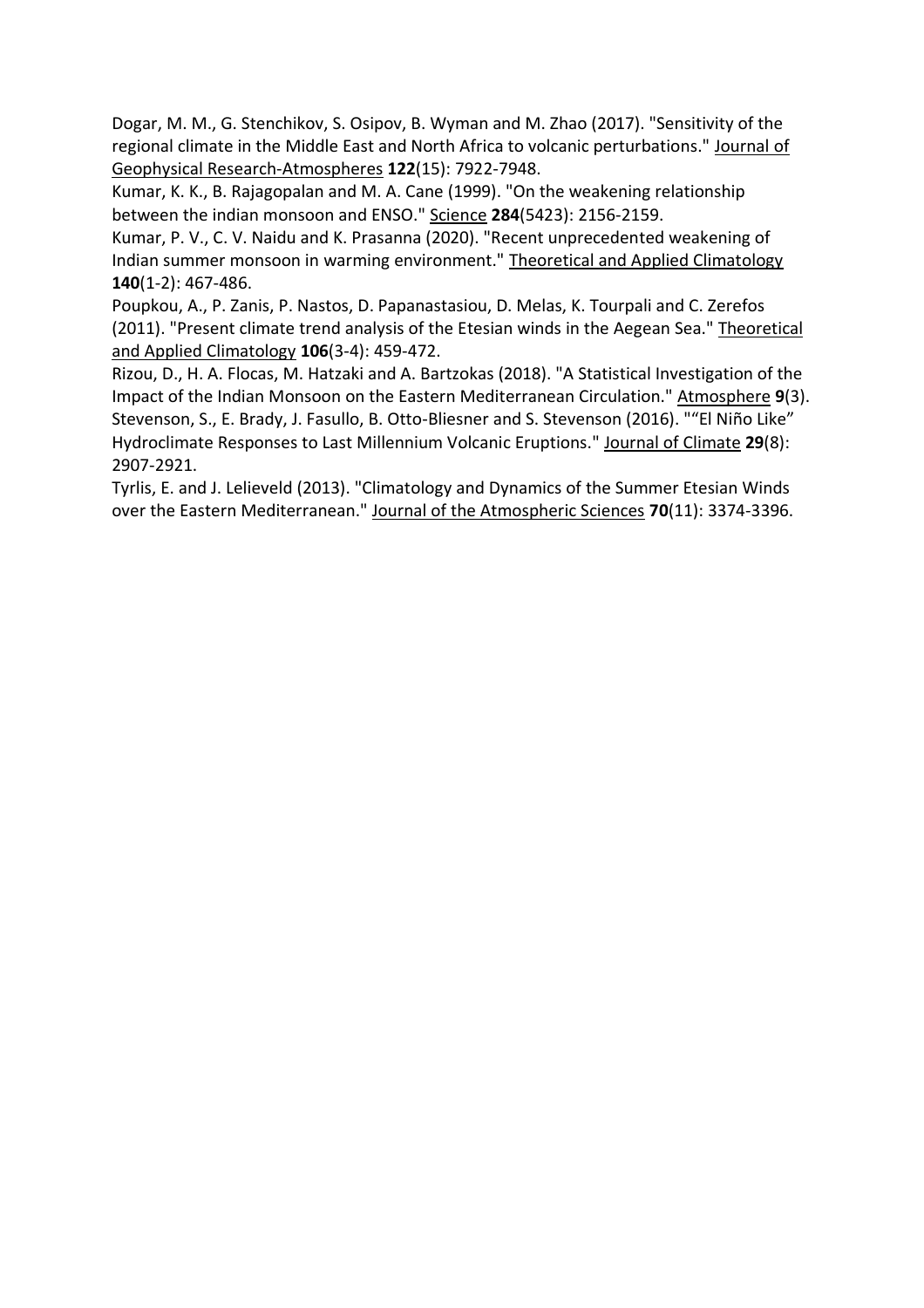Dogar, M. M., G. Stenchikov, S. Osipov, B. Wyman and M. Zhao (2017). "Sensitivity of the regional climate in the Middle East and North Africa to volcanic perturbations." Journal of Geophysical Research-Atmospheres **122**(15): 7922-7948.

Kumar, K. K., B. Rajagopalan and M. A. Cane (1999). "On the weakening relationship between the indian monsoon and ENSO." Science **284**(5423): 2156-2159.

Kumar, P. V., C. V. Naidu and K. Prasanna (2020). "Recent unprecedented weakening of Indian summer monsoon in warming environment." Theoretical and Applied Climatology **140**(1-2): 467-486.

Poupkou, A., P. Zanis, P. Nastos, D. Papanastasiou, D. Melas, K. Tourpali and C. Zerefos (2011). "Present climate trend analysis of the Etesian winds in the Aegean Sea." Theoretical and Applied Climatology **106**(3-4): 459-472.

Rizou, D., H. A. Flocas, M. Hatzaki and A. Bartzokas (2018). "A Statistical Investigation of the Impact of the Indian Monsoon on the Eastern Mediterranean Circulation." Atmosphere **9**(3).

Stevenson, S., E. Brady, J. Fasullo, B. Otto-Bliesner and S. Stevenson (2016). "“El Niño Like” Hydroclimate Responses to Last Millennium Volcanic Eruptions." Journal of Climate **29**(8): 2907-2921.

Tyrlis, E. and J. Lelieveld (2013). "Climatology and Dynamics of the Summer Etesian Winds over the Eastern Mediterranean." Journal of the Atmospheric Sciences **70**(11): 3374-3396.